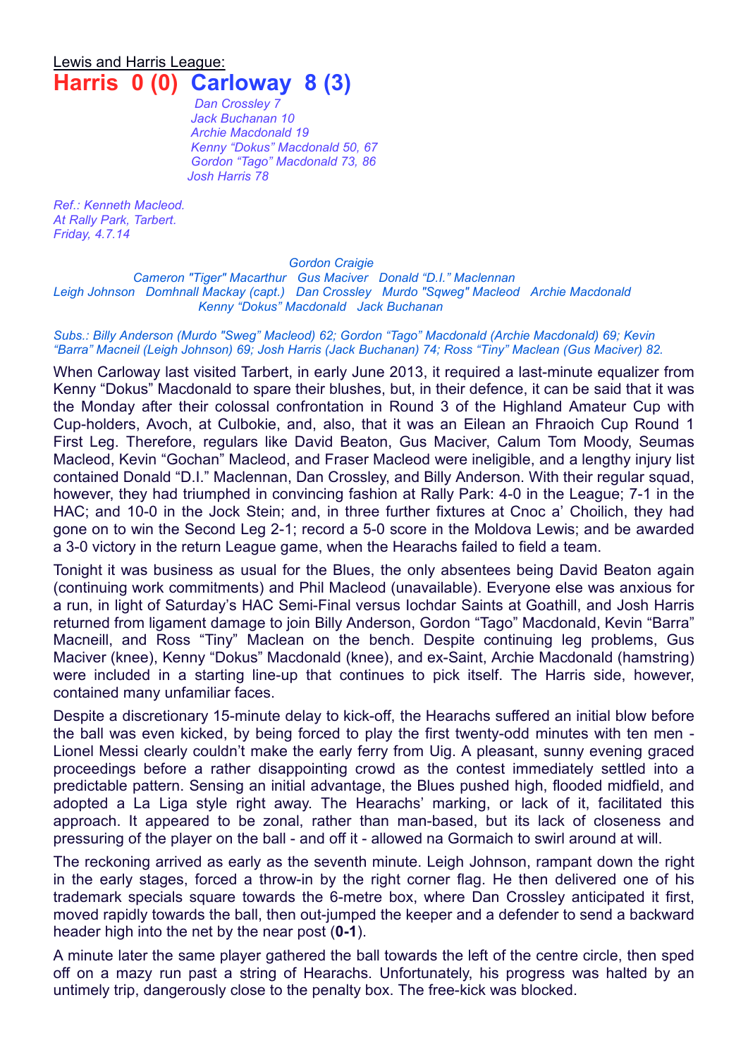Lewis and Harris League:

# Harris 0 (0) Carloway 8 (3)

*Dan Crossley 7*
*Jack Buchanan 10*
*Archie Macdonald 19*
*Kenny "Dokus" Macdonald 50, 67*
*Gordon "Tago" Macdonald 73, 86*
*Josh Harris 78*

*Ref.: Kenneth Macleod.*
*At Rally Park, Tarbert.*
*Friday, 4.7.14*

*Gordon Craigie*
*Cameron "Tiger" Macarthur Gus Maciver Donald "D.I." Maclennan*
*Leigh Johnson Domhnall Mackay (capt.) Dan Crossley Murdo "Sqweg" Macleod Archie Macdonald*
*Kenny "Dokus" Macdonald Jack Buchanan*

*Subs.: Billy Anderson (Murdo "Sweg" Macleod) 62; Gordon "Tago" Macdonald (Archie Macdonald) 69; Kevin "Barra" Macneil (Leigh Johnson) 69; Josh Harris (Jack Buchanan) 74; Ross "Tiny" Maclean (Gus Maciver) 82.*

When Carloway last visited Tarbert, in early June 2013, it required a last-minute equalizer from Kenny "Dokus" Macdonald to spare their blushes, but, in their defence, it can be said that it was the Monday after their colossal confrontation in Round 3 of the Highland Amateur Cup with Cup-holders, Avoch, at Culbokie, and, also, that it was an Eilean an Fhraoich Cup Round 1 First Leg. Therefore, regulars like David Beaton, Gus Maciver, Calum Tom Moody, Seumas Macleod, Kevin "Gochan" Macleod, and Fraser Macleod were ineligible, and a lengthy injury list contained Donald "D.I." Maclennan, Dan Crossley, and Billy Anderson. With their regular squad, however, they had triumphed in convincing fashion at Rally Park: 4-0 in the League; 7-1 in the HAC; and 10-0 in the Jock Stein; and, in three further fixtures at Cnoc a' Choilich, they had gone on to win the Second Leg 2-1; record a 5-0 score in the Moldova Lewis; and be awarded a 3-0 victory in the return League game, when the Hearachs failed to field a team.

Tonight it was business as usual for the Blues, the only absentees being David Beaton again (continuing work commitments) and Phil Macleod (unavailable). Everyone else was anxious for a run, in light of Saturday's HAC Semi-Final versus Iochdar Saints at Goathill, and Josh Harris returned from ligament damage to join Billy Anderson, Gordon "Tago" Macdonald, Kevin "Barra" Macneill, and Ross "Tiny" Maclean on the bench. Despite continuing leg problems, Gus Maciver (knee), Kenny "Dokus" Macdonald (knee), and ex-Saint, Archie Macdonald (hamstring) were included in a starting line-up that continues to pick itself. The Harris side, however, contained many unfamiliar faces.

Despite a discretionary 15-minute delay to kick-off, the Hearachs suffered an initial blow before the ball was even kicked, by being forced to play the first twenty-odd minutes with ten men - Lionel Messi clearly couldn't make the early ferry from Uig. A pleasant, sunny evening graced proceedings before a rather disappointing crowd as the contest immediately settled into a predictable pattern. Sensing an initial advantage, the Blues pushed high, flooded midfield, and adopted a La Liga style right away. The Hearachs' marking, or lack of it, facilitated this approach. It appeared to be zonal, rather than man-based, but its lack of closeness and pressuring of the player on the ball - and off it - allowed na Gormaich to swirl around at will.

The reckoning arrived as early as the seventh minute. Leigh Johnson, rampant down the right in the early stages, forced a throw-in by the right corner flag. He then delivered one of his trademark specials square towards the 6-metre box, where Dan Crossley anticipated it first, moved rapidly towards the ball, then out-jumped the keeper and a defender to send a backward header high into the net by the near post (**0-1**).

A minute later the same player gathered the ball towards the left of the centre circle, then sped off on a mazy run past a string of Hearachs. Unfortunately, his progress was halted by an untimely trip, dangerously close to the penalty box. The free-kick was blocked.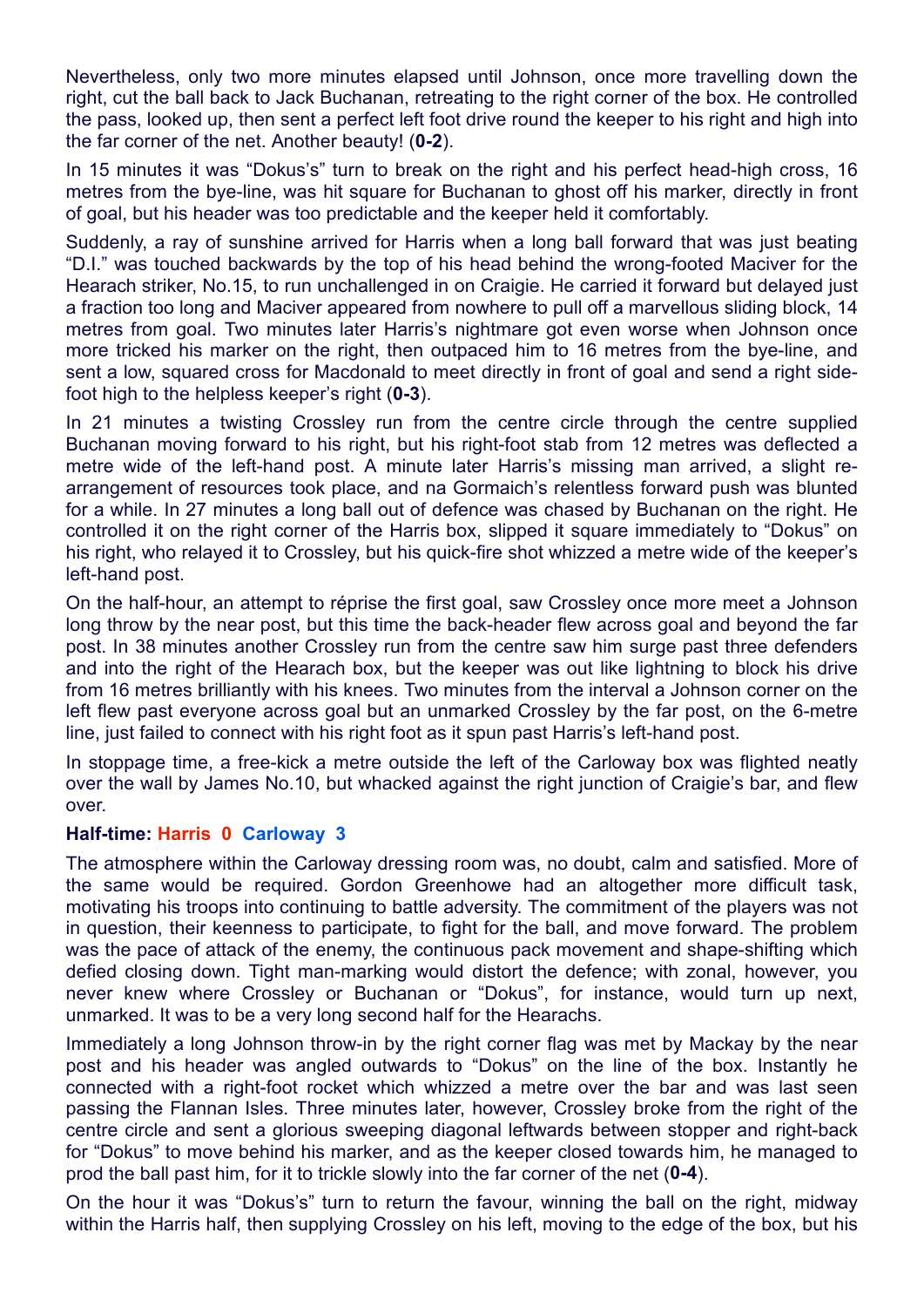Nevertheless, only two more minutes elapsed until Johnson, once more travelling down the right, cut the ball back to Jack Buchanan, retreating to the right corner of the box. He controlled the pass, looked up, then sent a perfect left foot drive round the keeper to his right and high into the far corner of the net. Another beauty! (**0-2**).

In 15 minutes it was "Dokus's" turn to break on the right and his perfect head-high cross, 16 metres from the bye-line, was hit square for Buchanan to ghost off his marker, directly in front of goal, but his header was too predictable and the keeper held it comfortably.

Suddenly, a ray of sunshine arrived for Harris when a long ball forward that was just beating "D.I." was touched backwards by the top of his head behind the wrong-footed Maciver for the Hearach striker, No.15, to run unchallenged in on Craigie. He carried it forward but delayed just a fraction too long and Maciver appeared from nowhere to pull off a marvellous sliding block, 14 metres from goal. Two minutes later Harris's nightmare got even worse when Johnson once more tricked his marker on the right, then outpaced him to 16 metres from the bye-line, and sent a low, squared cross for Macdonald to meet directly in front of goal and send a right side-foot high to the helpless keeper's right (**0-3**).

In 21 minutes a twisting Crossley run from the centre circle through the centre supplied Buchanan moving forward to his right, but his right-foot stab from 12 metres was deflected a metre wide of the left-hand post. A minute later Harris's missing man arrived, a slight re-arrangement of resources took place, and na Gormaich's relentless forward push was blunted for a while. In 27 minutes a long ball out of defence was chased by Buchanan on the right. He controlled it on the right corner of the Harris box, slipped it square immediately to "Dokus" on his right, who relayed it to Crossley, but his quick-fire shot whizzed a metre wide of the keeper's left-hand post.

On the half-hour, an attempt to réprise the first goal, saw Crossley once more meet a Johnson long throw by the near post, but this time the back-header flew across goal and beyond the far post. In 38 minutes another Crossley run from the centre saw him surge past three defenders and into the right of the Hearach box, but the keeper was out like lightning to block his drive from 16 metres brilliantly with his knees. Two minutes from the interval a Johnson corner on the left flew past everyone across goal but an unmarked Crossley by the far post, on the 6-metre line, just failed to connect with his right foot as it spun past Harris's left-hand post.

In stoppage time, a free-kick a metre outside the left of the Carloway box was flighted neatly over the wall by James No.10, but whacked against the right junction of Craigie's bar, and flew over.

**Half-time: Harris 0 Carloway 3**

The atmosphere within the Carloway dressing room was, no doubt, calm and satisfied. More of the same would be required. Gordon Greenhowe had an altogether more difficult task, motivating his troops into continuing to battle adversity. The commitment of the players was not in question, their keenness to participate, to fight for the ball, and move forward. The problem was the pace of attack of the enemy, the continuous pack movement and shape-shifting which defied closing down. Tight man-marking would distort the defence; with zonal, however, you never knew where Crossley or Buchanan or "Dokus", for instance, would turn up next, unmarked. It was to be a very long second half for the Hearachs.

Immediately a long Johnson throw-in by the right corner flag was met by Mackay by the near post and his header was angled outwards to "Dokus" on the line of the box. Instantly he connected with a right-foot rocket which whizzed a metre over the bar and was last seen passing the Flannan Isles. Three minutes later, however, Crossley broke from the right of the centre circle and sent a glorious sweeping diagonal leftwards between stopper and right-back for "Dokus" to move behind his marker, and as the keeper closed towards him, he managed to prod the ball past him, for it to trickle slowly into the far corner of the net (**0-4**).

On the hour it was "Dokus's" turn to return the favour, winning the ball on the right, midway within the Harris half, then supplying Crossley on his left, moving to the edge of the box, but his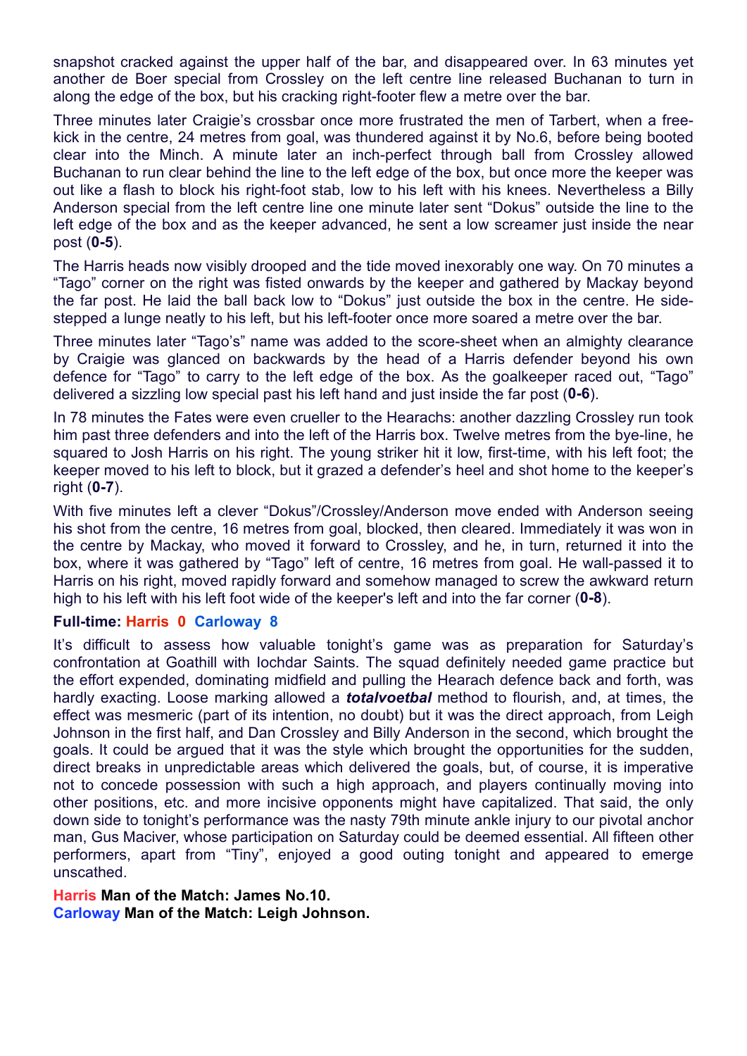snapshot cracked against the upper half of the bar, and disappeared over. In 63 minutes yet another de Boer special from Crossley on the left centre line released Buchanan to turn in along the edge of the box, but his cracking right-footer flew a metre over the bar.

Three minutes later Craigie's crossbar once more frustrated the men of Tarbert, when a free-kick in the centre, 24 metres from goal, was thundered against it by No.6, before being booted clear into the Minch. A minute later an inch-perfect through ball from Crossley allowed Buchanan to run clear behind the line to the left edge of the box, but once more the keeper was out like a flash to block his right-foot stab, low to his left with his knees. Nevertheless a Billy Anderson special from the left centre line one minute later sent "Dokus" outside the line to the left edge of the box and as the keeper advanced, he sent a low screamer just inside the near post (**0-5**).

The Harris heads now visibly drooped and the tide moved inexorably one way. On 70 minutes a "Tago" corner on the right was fisted onwards by the keeper and gathered by Mackay beyond the far post. He laid the ball back low to "Dokus" just outside the box in the centre. He side-stepped a lunge neatly to his left, but his left-footer once more soared a metre over the bar.

Three minutes later "Tago's" name was added to the score-sheet when an almighty clearance by Craigie was glanced on backwards by the head of a Harris defender beyond his own defence for "Tago" to carry to the left edge of the box. As the goalkeeper raced out, "Tago" delivered a sizzling low special past his left hand and just inside the far post (**0-6**).

In 78 minutes the Fates were even crueller to the Hearachs: another dazzling Crossley run took him past three defenders and into the left of the Harris box. Twelve metres from the bye-line, he squared to Josh Harris on his right. The young striker hit it low, first-time, with his left foot; the keeper moved to his left to block, but it grazed a defender's heel and shot home to the keeper's right (**0-7**).

With five minutes left a clever "Dokus"/Crossley/Anderson move ended with Anderson seeing his shot from the centre, 16 metres from goal, blocked, then cleared. Immediately it was won in the centre by Mackay, who moved it forward to Crossley, and he, in turn, returned it into the box, where it was gathered by "Tago" left of centre, 16 metres from goal. He wall-passed it to Harris on his right, moved rapidly forward and somehow managed to screw the awkward return high to his left with his left foot wide of the keeper's left and into the far corner (**0-8**).

**Full-time: Harris 0 Carloway 8**

It's difficult to assess how valuable tonight's game was as preparation for Saturday's confrontation at Goathill with Iochdar Saints. The squad definitely needed game practice but the effort expended, dominating midfield and pulling the Hearach defence back and forth, was hardly exacting. Loose marking allowed a ***totalvoetbal*** method to flourish, and, at times, the effect was mesmeric (part of its intention, no doubt) but it was the direct approach, from Leigh Johnson in the first half, and Dan Crossley and Billy Anderson in the second, which brought the goals. It could be argued that it was the style which brought the opportunities for the sudden, direct breaks in unpredictable areas which delivered the goals, but, of course, it is imperative not to concede possession with such a high approach, and players continually moving into other positions, etc. and more incisive opponents might have capitalized. That said, the only down side to tonight's performance was the nasty 79th minute ankle injury to our pivotal anchor man, Gus Maciver, whose participation on Saturday could be deemed essential. All fifteen other performers, apart from "Tiny", enjoyed a good outing tonight and appeared to emerge unscathed.

**Harris Man of the Match: James No.10.**
**Carloway Man of the Match: Leigh Johnson.**